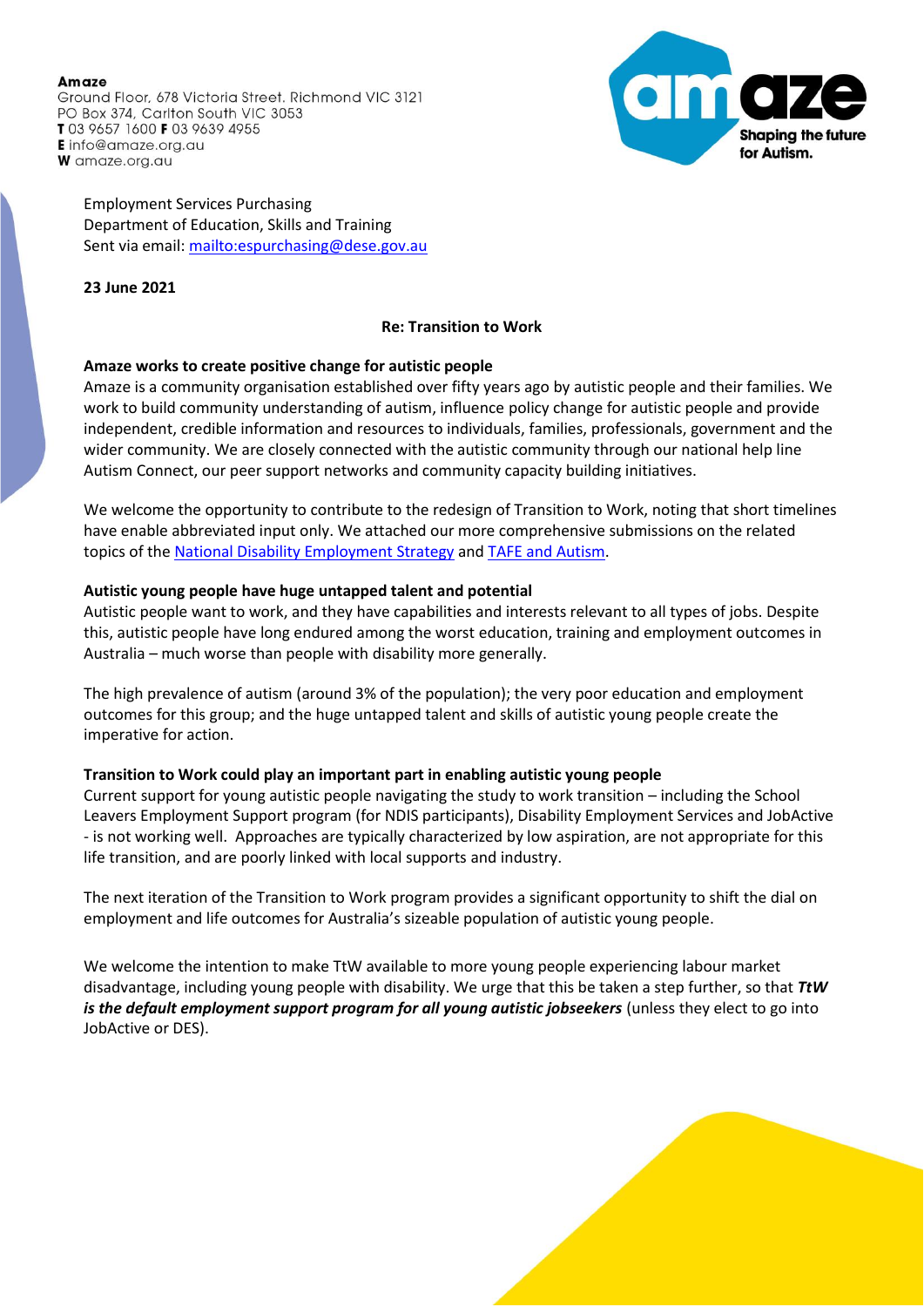**Amaze**
Ground Floor, 678 Victoria Street, Richmond VIC 3121
PO Box 374, Carlton South VIC 3053
**T** 03 9657 1600 **F** 03 9639 4955
**E** info@amaze.org.au
**W** amaze.org.au

Employment Services Purchasing
Department of Education, Skills and Training
Sent via email: mailto:espurchasing@dese.gov.au

**23 June 2021**

**Re: Transition to Work**

**Amaze works to create positive change for autistic people**

Amaze is a community organisation established over fifty years ago by autistic people and their families. We work to build community understanding of autism, influence policy change for autistic people and provide independent, credible information and resources to individuals, families, professionals, government and the wider community. We are closely connected with the autistic community through our national help line Autism Connect, our peer support networks and community capacity building initiatives.

We welcome the opportunity to contribute to the redesign of Transition to Work, noting that short timelines have enable abbreviated input only. We attached our more comprehensive submissions on the related topics of the National Disability Employment Strategy and TAFE and Autism.

**Autistic young people have huge untapped talent and potential**

Autistic people want to work, and they have capabilities and interests relevant to all types of jobs. Despite this, autistic people have long endured among the worst education, training and employment outcomes in Australia – much worse than people with disability more generally.

The high prevalence of autism (around 3% of the population); the very poor education and employment outcomes for this group; and the huge untapped talent and skills of autistic young people create the imperative for action.

**Transition to Work could play an important part in enabling autistic young people**

Current support for young autistic people navigating the study to work transition – including the School Leavers Employment Support program (for NDIS participants), Disability Employment Services and JobActive - is not working well. Approaches are typically characterized by low aspiration, are not appropriate for this life transition, and are poorly linked with local supports and industry.

The next iteration of the Transition to Work program provides a significant opportunity to shift the dial on employment and life outcomes for Australia's sizeable population of autistic young people.

We welcome the intention to make TtW available to more young people experiencing labour market disadvantage, including young people with disability. We urge that this be taken a step further, so that ***TtW is the default employment support program for all young autistic jobseekers*** (unless they elect to go into JobActive or DES).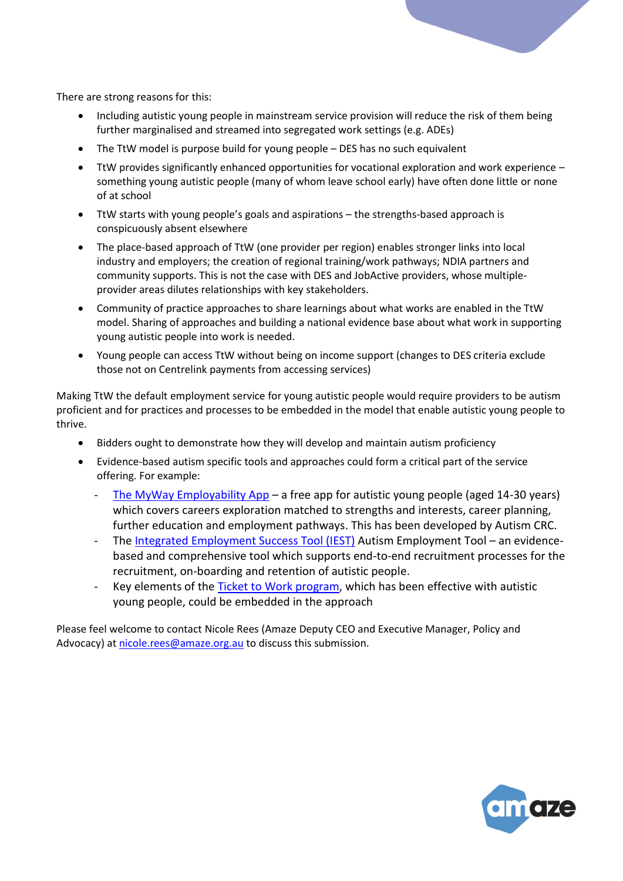There are strong reasons for this:

- Including autistic young people in mainstream service provision will reduce the risk of them being further marginalised and streamed into segregated work settings (e.g. ADEs)
- The TtW model is purpose build for young people – DES has no such equivalent
- TtW provides significantly enhanced opportunities for vocational exploration and work experience – something young autistic people (many of whom leave school early) have often done little or none of at school
- TtW starts with young people's goals and aspirations – the strengths-based approach is conspicuously absent elsewhere
- The place-based approach of TtW (one provider per region) enables stronger links into local industry and employers; the creation of regional training/work pathways; NDIA partners and community supports. This is not the case with DES and JobActive providers, whose multiple-provider areas dilutes relationships with key stakeholders.
- Community of practice approaches to share learnings about what works are enabled in the TtW model. Sharing of approaches and building a national evidence base about what work in supporting young autistic people into work is needed.
- Young people can access TtW without being on income support (changes to DES criteria exclude those not on Centrelink payments from accessing services)

Making TtW the default employment service for young autistic people would require providers to be autism proficient and for practices and processes to be embedded in the model that enable autistic young people to thrive.

- Bidders ought to demonstrate how they will develop and maintain autism proficiency
- Evidence-based autism specific tools and approaches could form a critical part of the service offering. For example:
  - The MyWay Employability App – a free app for autistic young people (aged 14-30 years) which covers careers exploration matched to strengths and interests, career planning, further education and employment pathways. This has been developed by Autism CRC.
  - The Integrated Employment Success Tool (IEST) Autism Employment Tool – an evidence-based and comprehensive tool which supports end-to-end recruitment processes for the recruitment, on-boarding and retention of autistic people.
  - Key elements of the Ticket to Work program, which has been effective with autistic young people, could be embedded in the approach

Please feel welcome to contact Nicole Rees (Amaze Deputy CEO and Executive Manager, Policy and Advocacy) at nicole.rees@amaze.org.au to discuss this submission.